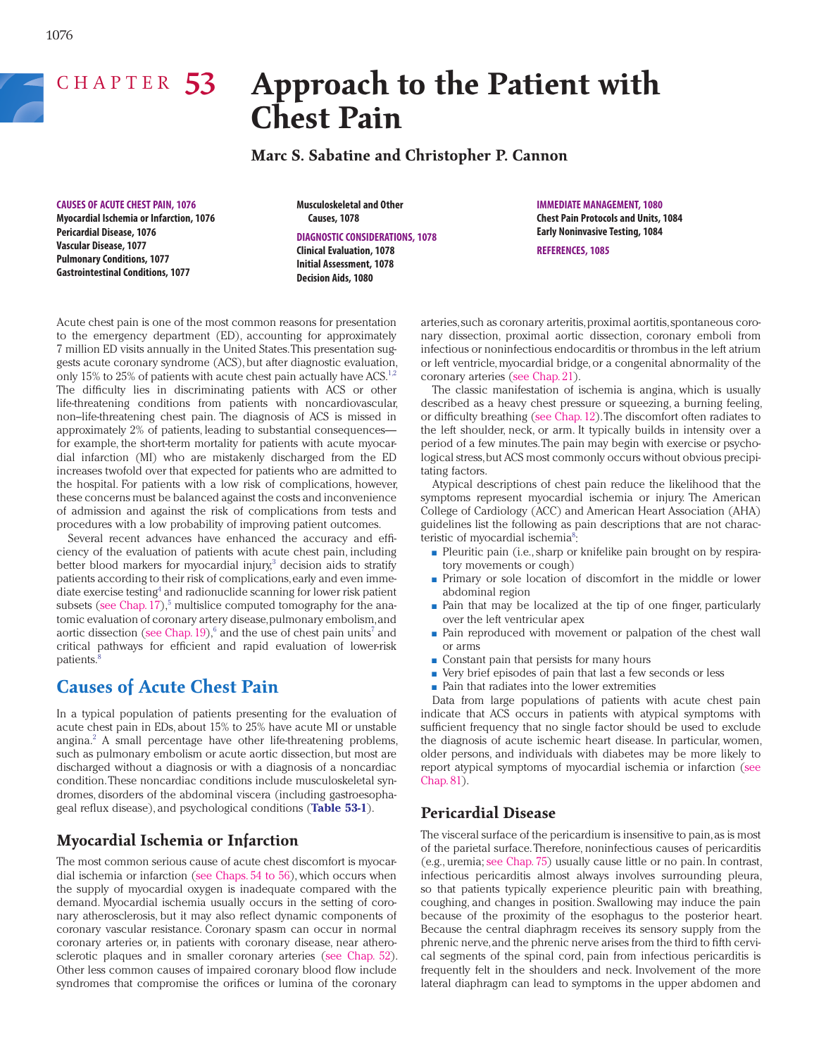# CHAPTER 53 Approach to the Patient with Chest Pain

**Marc S. Sabatine and Christopher P. Cannon**

**CAUSES OF ACUTE CHEST PAIN, 1076**
**Myocardial Ischemia or Infarction, 1076**
**Pericardial Disease, 1076**
**Vascular Disease, 1077**
**Pulmonary Conditions, 1077**
**Gastrointestinal Conditions, 1077**
**Musculoskeletal and Other Causes, 1078**

**DIAGNOSTIC CONSIDERATIONS, 1078**
**Clinical Evaluation, 1078**
**Initial Assessment, 1078**
**Decision Aids, 1080**

**IMMEDIATE MANAGEMENT, 1080**
**Chest Pain Protocols and Units, 1084**
**Early Noninvasive Testing, 1084**

**REFERENCES, 1085**

Acute chest pain is one of the most common reasons for presentation to the emergency department (ED), accounting for approximately 7 million ED visits annually in the United States. This presentation suggests acute coronary syndrome (ACS), but after diagnostic evaluation, only 15% to 25% of patients with acute chest pain actually have ACS.[1,2] The difficulty lies in discriminating patients with ACS or other life-threatening conditions from patients with noncardiovascular, non–life-threatening chest pain. The diagnosis of ACS is missed in approximately 2% of patients, leading to substantial consequences—for example, the short-term mortality for patients with acute myocardial infarction (MI) who are mistakenly discharged from the ED increases twofold over that expected for patients who are admitted to the hospital. For patients with a low risk of complications, however, these concerns must be balanced against the costs and inconvenience of admission and against the risk of complications from tests and procedures with a low probability of improving patient outcomes.

Several recent advances have enhanced the accuracy and efficiency of the evaluation of patients with acute chest pain, including better blood markers for myocardial injury,[3] decision aids to stratify patients according to their risk of complications, early and even immediate exercise testing[4] and radionuclide scanning for lower risk patient subsets (see Chap. 17),[5] multislice computed tomography for the anatomic evaluation of coronary artery disease, pulmonary embolism, and aortic dissection (see Chap. 19),[6] and the use of chest pain units[7] and critical pathways for efficient and rapid evaluation of lower-risk patients.[8]

## Causes of Acute Chest Pain

In a typical population of patients presenting for the evaluation of acute chest pain in EDs, about 15% to 25% have acute MI or unstable angina.[2] A small percentage have other life-threatening problems, such as pulmonary embolism or acute aortic dissection, but most are discharged without a diagnosis or with a diagnosis of a noncardiac condition. These noncardiac conditions include musculoskeletal syndromes, disorders of the abdominal viscera (including gastroesophageal reflux disease), and psychological conditions (**Table 53-1**).

### Myocardial Ischemia or Infarction

The most common serious cause of acute chest discomfort is myocardial ischemia or infarction (see Chaps. 54 to 56), which occurs when the supply of myocardial oxygen is inadequate compared with the demand. Myocardial ischemia usually occurs in the setting of coronary atherosclerosis, but it may also reflect dynamic components of coronary vascular resistance. Coronary spasm can occur in normal coronary arteries or, in patients with coronary disease, near atherosclerotic plaques and in smaller coronary arteries (see Chap. 52). Other less common causes of impaired coronary blood flow include syndromes that compromise the orifices or lumina of the coronary arteries, such as coronary arteritis, proximal aortitis, spontaneous coronary dissection, proximal aortic dissection, coronary emboli from infectious or noninfectious endocarditis or thrombus in the left atrium or left ventricle, myocardial bridge, or a congenital abnormality of the coronary arteries (see Chap. 21).

The classic manifestation of ischemia is angina, which is usually described as a heavy chest pressure or squeezing, a burning feeling, or difficulty breathing (see Chap. 12). The discomfort often radiates to the left shoulder, neck, or arm. It typically builds in intensity over a period of a few minutes. The pain may begin with exercise or psychological stress, but ACS most commonly occurs without obvious precipitating factors.

Atypical descriptions of chest pain reduce the likelihood that the symptoms represent myocardial ischemia or injury. The American College of Cardiology (ACC) and American Heart Association (AHA) guidelines list the following as pain descriptions that are not characteristic of myocardial ischemia[8]:

- Pleuritic pain (i.e., sharp or knifelike pain brought on by respiratory movements or cough)
- Primary or sole location of discomfort in the middle or lower abdominal region
- Pain that may be localized at the tip of one finger, particularly over the left ventricular apex
- Pain reproduced with movement or palpation of the chest wall or arms
- Constant pain that persists for many hours
- Very brief episodes of pain that last a few seconds or less
- Pain that radiates into the lower extremities

Data from large populations of patients with acute chest pain indicate that ACS occurs in patients with atypical symptoms with sufficient frequency that no single factor should be used to exclude the diagnosis of acute ischemic heart disease. In particular, women, older persons, and individuals with diabetes may be more likely to report atypical symptoms of myocardial ischemia or infarction (see Chap. 81).

### Pericardial Disease

The visceral surface of the pericardium is insensitive to pain, as is most of the parietal surface. Therefore, noninfectious causes of pericarditis (e.g., uremia; see Chap. 75) usually cause little or no pain. In contrast, infectious pericarditis almost always involves surrounding pleura, so that patients typically experience pleuritic pain with breathing, coughing, and changes in position. Swallowing may induce the pain because of the proximity of the esophagus to the posterior heart. Because the central diaphragm receives its sensory supply from the phrenic nerve, and the phrenic nerve arises from the third to fifth cervical segments of the spinal cord, pain from infectious pericarditis is frequently felt in the shoulders and neck. Involvement of the more lateral diaphragm can lead to symptoms in the upper abdomen and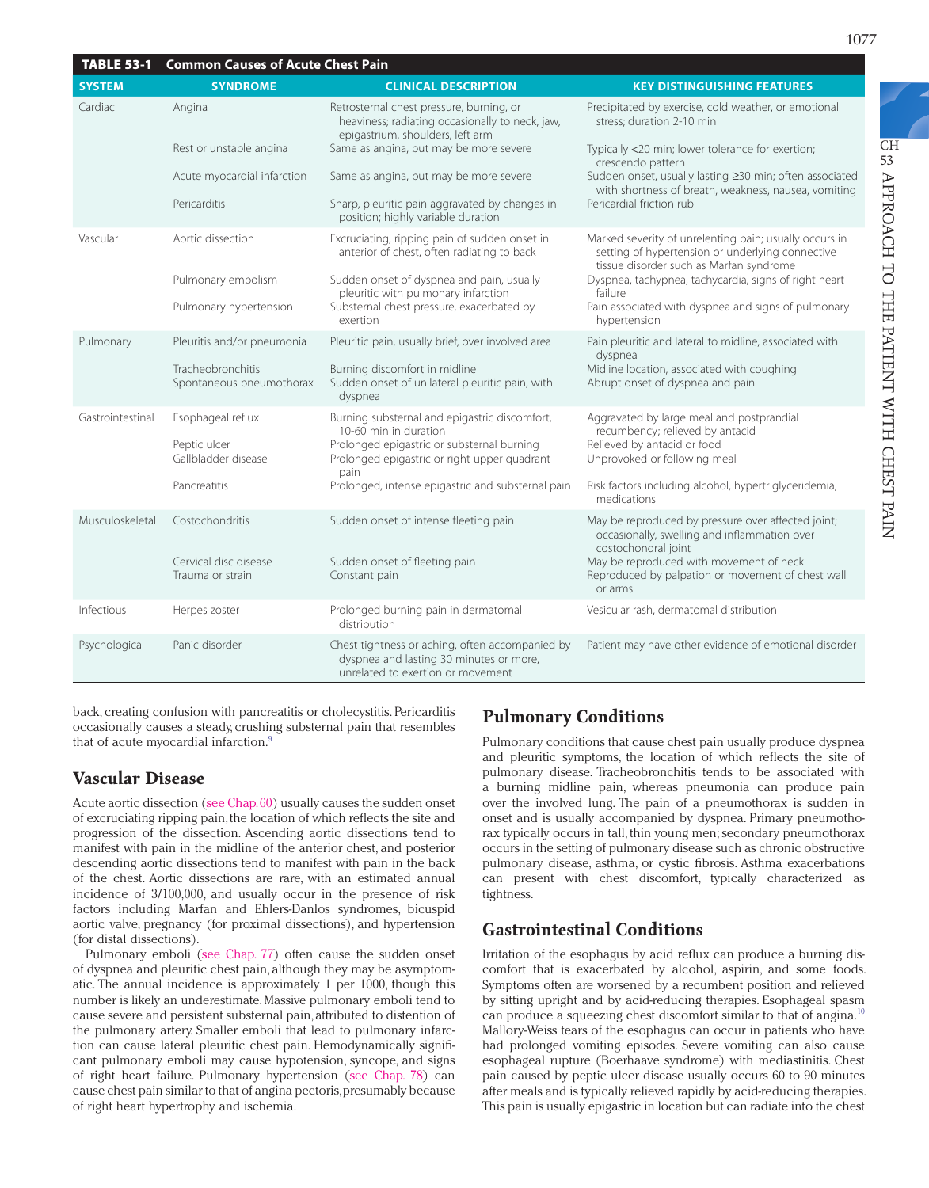**TABLE 53-1 Common Causes of Acute Chest Pain**

| SYSTEM | SYNDROME | CLINICAL DESCRIPTION | KEY DISTINGUISHING FEATURES |
|---|---|---|---|
| Cardiac | Angina | Retrosternal chest pressure, burning, or heaviness; radiating occasionally to neck, jaw, epigastrium, shoulders, left arm | Precipitated by exercise, cold weather, or emotional stress; duration 2-10 min |
| | Rest or unstable angina | Same as angina, but may be more severe | Typically <20 min; lower tolerance for exertion; crescendo pattern |
| | Acute myocardial infarction | Same as angina, but may be more severe | Sudden onset, usually lasting ≥30 min; often associated with shortness of breath, weakness, nausea, vomiting |
| | Pericarditis | Sharp, pleuritic pain aggravated by changes in position; highly variable duration | Pericardial friction rub |
| Vascular | Aortic dissection | Excruciating, ripping pain of sudden onset in anterior of chest, often radiating to back | Marked severity of unrelenting pain; usually occurs in setting of hypertension or underlying connective tissue disorder such as Marfan syndrome |
| | Pulmonary embolism | Sudden onset of dyspnea and pain, usually pleuritic with pulmonary infarction | Dyspnea, tachypnea, tachycardia, signs of right heart failure |
| | Pulmonary hypertension | Substernal chest pressure, exacerbated by exertion | Pain associated with dyspnea and signs of pulmonary hypertension |
| Pulmonary | Pleuritis and/or pneumonia | Pleuritic pain, usually brief, over involved area | Pain pleuritic and lateral to midline, associated with dyspnea |
| | Tracheobronchitis | Burning discomfort in midline | Midline location, associated with coughing |
| | Spontaneous pneumothorax | Sudden onset of unilateral pleuritic pain, with dyspnea | Abrupt onset of dyspnea and pain |
| Gastrointestinal | Esophageal reflux | Burning substernal and epigastric discomfort, 10-60 min in duration | Aggravated by large meal and postprandial recumbency; relieved by antacid |
| | Peptic ulcer | Prolonged epigastric or substernal burning | Relieved by antacid or food |
| | Gallbladder disease | Prolonged epigastric or right upper quadrant pain | Unprovoked or following meal |
| | Pancreatitis | Prolonged, intense epigastric and substernal pain | Risk factors including alcohol, hypertriglyceridemia, medications |
| Musculoskeletal | Costochondritis | Sudden onset of intense fleeting pain | May be reproduced by pressure over affected joint; occasionally, swelling and inflammation over costochondral joint |
| | Cervical disc disease | Sudden onset of fleeting pain | May be reproduced with movement of neck |
| | Trauma or strain | Constant pain | Reproduced by palpation or movement of chest wall or arms |
| Infectious | Herpes zoster | Prolonged burning pain in dermatomal distribution | Vesicular rash, dermatomal distribution |
| Psychological | Panic disorder | Chest tightness or aching, often accompanied by dyspnea and lasting 30 minutes or more, unrelated to exertion or movement | Patient may have other evidence of emotional disorder |

back, creating confusion with pancreatitis or cholecystitis. Pericarditis occasionally causes a steady, crushing substernal pain that resembles that of acute myocardial infarction.[9]

## Vascular Disease

Acute aortic dissection (see Chap. 60) usually causes the sudden onset of excruciating ripping pain, the location of which reflects the site and progression of the dissection. Ascending aortic dissections tend to manifest with pain in the midline of the anterior chest, and posterior descending aortic dissections tend to manifest with pain in the back of the chest. Aortic dissections are rare, with an estimated annual incidence of 3/100,000, and usually occur in the presence of risk factors including Marfan and Ehlers-Danlos syndromes, bicuspid aortic valve, pregnancy (for proximal dissections), and hypertension (for distal dissections).

Pulmonary emboli (see Chap. 77) often cause the sudden onset of dyspnea and pleuritic chest pain, although they may be asymptomatic. The annual incidence is approximately 1 per 1000, though this number is likely an underestimate. Massive pulmonary emboli tend to cause severe and persistent substernal pain, attributed to distention of the pulmonary artery. Smaller emboli that lead to pulmonary infarction can cause lateral pleuritic chest pain. Hemodynamically significant pulmonary emboli may cause hypotension, syncope, and signs of right heart failure. Pulmonary hypertension (see Chap. 78) can cause chest pain similar to that of angina pectoris, presumably because of right heart hypertrophy and ischemia.

## Pulmonary Conditions

Pulmonary conditions that cause chest pain usually produce dyspnea and pleuritic symptoms, the location of which reflects the site of pulmonary disease. Tracheobronchitis tends to be associated with a burning midline pain, whereas pneumonia can produce pain over the involved lung. The pain of a pneumothorax is sudden in onset and is usually accompanied by dyspnea. Primary pneumothorax typically occurs in tall, thin young men; secondary pneumothorax occurs in the setting of pulmonary disease such as chronic obstructive pulmonary disease, asthma, or cystic fibrosis. Asthma exacerbations can present with chest discomfort, typically characterized as tightness.

## Gastrointestinal Conditions

Irritation of the esophagus by acid reflux can produce a burning discomfort that is exacerbated by alcohol, aspirin, and some foods. Symptoms often are worsened by a recumbent position and relieved by sitting upright and by acid-reducing therapies. Esophageal spasm can produce a squeezing chest discomfort similar to that of angina.[10] Mallory-Weiss tears of the esophagus can occur in patients who have had prolonged vomiting episodes. Severe vomiting can also cause esophageal rupture (Boerhaave syndrome) with mediastinitis. Chest pain caused by peptic ulcer disease usually occurs 60 to 90 minutes after meals and is typically relieved rapidly by acid-reducing therapies. This pain is usually epigastric in location but can radiate into the chest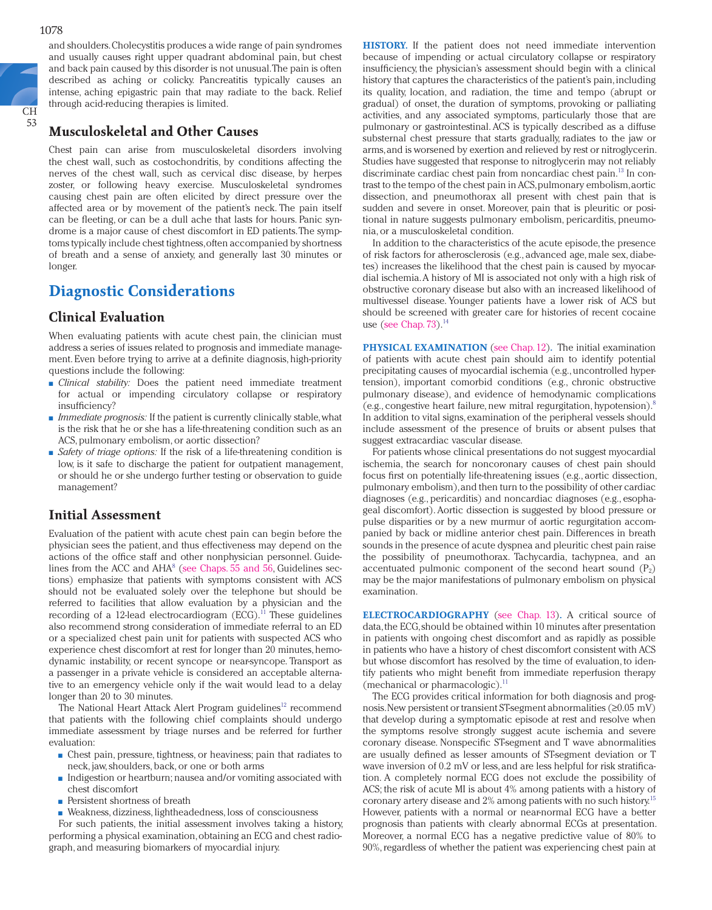and shoulders. Cholecystitis produces a wide range of pain syndromes and usually causes right upper quadrant abdominal pain, but chest and back pain caused by this disorder is not unusual. The pain is often described as aching or colicky. Pancreatitis typically causes an intense, aching epigastric pain that may radiate to the back. Relief through acid-reducing therapies is limited.

### Musculoskeletal and Other Causes

Chest pain can arise from musculoskeletal disorders involving the chest wall, such as costochondritis, by conditions affecting the nerves of the chest wall, such as cervical disc disease, by herpes zoster, or following heavy exercise. Musculoskeletal syndromes causing chest pain are often elicited by direct pressure over the affected area or by movement of the patient's neck. The pain itself can be fleeting, or can be a dull ache that lasts for hours. Panic syndrome is a major cause of chest discomfort in ED patients. The symptoms typically include chest tightness, often accompanied by shortness of breath and a sense of anxiety, and generally last 30 minutes or longer.

## Diagnostic Considerations

### Clinical Evaluation

When evaluating patients with acute chest pain, the clinician must address a series of issues related to prognosis and immediate management. Even before trying to arrive at a definite diagnosis, high-priority questions include the following:

- *Clinical stability:* Does the patient need immediate treatment for actual or impending circulatory collapse or respiratory insufficiency?
- *Immediate prognosis:* If the patient is currently clinically stable, what is the risk that he or she has a life-threatening condition such as an ACS, pulmonary embolism, or aortic dissection?
- *Safety of triage options:* If the risk of a life-threatening condition is low, is it safe to discharge the patient for outpatient management, or should he or she undergo further testing or observation to guide management?

### Initial Assessment

Evaluation of the patient with acute chest pain can begin before the physician sees the patient, and thus effectiveness may depend on the actions of the office staff and other nonphysician personnel. Guidelines from the ACC and AHA[8] (see Chaps. 55 and 56, Guidelines sections) emphasize that patients with symptoms consistent with ACS should not be evaluated solely over the telephone but should be referred to facilities that allow evaluation by a physician and the recording of a 12-lead electrocardiogram (ECG).[11] These guidelines also recommend strong consideration of immediate referral to an ED or a specialized chest pain unit for patients with suspected ACS who experience chest discomfort at rest for longer than 20 minutes, hemodynamic instability, or recent syncope or near-syncope. Transport as a passenger in a private vehicle is considered an acceptable alternative to an emergency vehicle only if the wait would lead to a delay longer than 20 to 30 minutes.

The National Heart Attack Alert Program guidelines[12] recommend that patients with the following chief complaints should undergo immediate assessment by triage nurses and be referred for further evaluation:

- Chest pain, pressure, tightness, or heaviness; pain that radiates to neck, jaw, shoulders, back, or one or both arms
- Indigestion or heartburn; nausea and/or vomiting associated with chest discomfort
- Persistent shortness of breath
- Weakness, dizziness, lightheadedness, loss of consciousness

For such patients, the initial assessment involves taking a history, performing a physical examination, obtaining an ECG and chest radiograph, and measuring biomarkers of myocardial injury.

**HISTORY.** If the patient does not need immediate intervention because of impending or actual circulatory collapse or respiratory insufficiency, the physician's assessment should begin with a clinical history that captures the characteristics of the patient's pain, including its quality, location, and radiation, the time and tempo (abrupt or gradual) of onset, the duration of symptoms, provoking or palliating activities, and any associated symptoms, particularly those that are pulmonary or gastrointestinal. ACS is typically described as a diffuse substernal chest pressure that starts gradually, radiates to the jaw or arms, and is worsened by exertion and relieved by rest or nitroglycerin. Studies have suggested that response to nitroglycerin may not reliably discriminate cardiac chest pain from noncardiac chest pain.[13] In contrast to the tempo of the chest pain in ACS, pulmonary embolism, aortic dissection, and pneumothorax all present with chest pain that is sudden and severe in onset. Moreover, pain that is pleuritic or positional in nature suggests pulmonary embolism, pericarditis, pneumonia, or a musculoskeletal condition.

In addition to the characteristics of the acute episode, the presence of risk factors for atherosclerosis (e.g., advanced age, male sex, diabetes) increases the likelihood that the chest pain is caused by myocardial ischemia. A history of MI is associated not only with a high risk of obstructive coronary disease but also with an increased likelihood of multivessel disease. Younger patients have a lower risk of ACS but should be screened with greater care for histories of recent cocaine use (see Chap. 73).[14]

**PHYSICAL EXAMINATION** (see Chap. 12). The initial examination of patients with acute chest pain should aim to identify potential precipitating causes of myocardial ischemia (e.g., uncontrolled hypertension), important comorbid conditions (e.g., chronic obstructive pulmonary disease), and evidence of hemodynamic complications (e.g., congestive heart failure, new mitral regurgitation, hypotension).[8] In addition to vital signs, examination of the peripheral vessels should include assessment of the presence of bruits or absent pulses that suggest extracardiac vascular disease.

For patients whose clinical presentations do not suggest myocardial ischemia, the search for noncoronary causes of chest pain should focus first on potentially life-threatening issues (e.g., aortic dissection, pulmonary embolism), and then turn to the possibility of other cardiac diagnoses (e.g., pericarditis) and noncardiac diagnoses (e.g., esophageal discomfort). Aortic dissection is suggested by blood pressure or pulse disparities or by a new murmur of aortic regurgitation accompanied by back or midline anterior chest pain. Differences in breath sounds in the presence of acute dyspnea and pleuritic chest pain raise the possibility of pneumothorax. Tachycardia, tachypnea, and an accentuated pulmonic component of the second heart sound ($P_2$) may be the major manifestations of pulmonary embolism on physical examination.

**ELECTROCARDIOGRAPHY** (see Chap. 13). A critical source of data, the ECG, should be obtained within 10 minutes after presentation in patients with ongoing chest discomfort and as rapidly as possible in patients who have a history of chest discomfort consistent with ACS but whose discomfort has resolved by the time of evaluation, to identify patients who might benefit from immediate reperfusion therapy (mechanical or pharmacologic).[11]

The ECG provides critical information for both diagnosis and prognosis. New persistent or transient ST-segment abnormalities (≥0.05 mV) that develop during a symptomatic episode at rest and resolve when the symptoms resolve strongly suggest acute ischemia and severe coronary disease. Nonspecific ST-segment and T wave abnormalities are usually defined as lesser amounts of ST-segment deviation or T wave inversion of 0.2 mV or less, and are less helpful for risk stratification. A completely normal ECG does not exclude the possibility of ACS; the risk of acute MI is about 4% among patients with a history of coronary artery disease and 2% among patients with no such history.[15] However, patients with a normal or near-normal ECG have a better prognosis than patients with clearly abnormal ECGs at presentation. Moreover, a normal ECG has a negative predictive value of 80% to 90%, regardless of whether the patient was experiencing chest pain at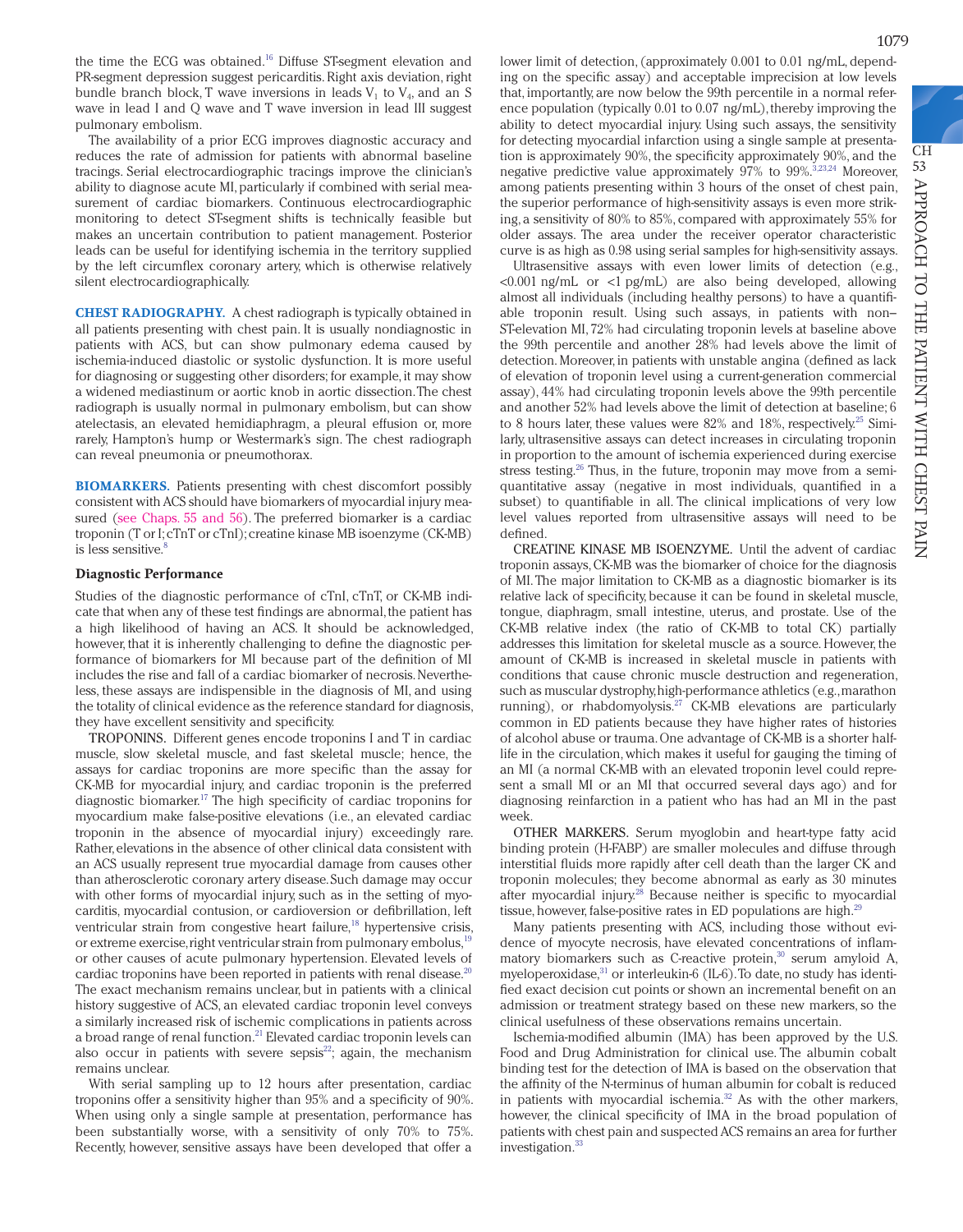the time the ECG was obtained.[16] Diffuse ST-segment elevation and PR-segment depression suggest pericarditis. Right axis deviation, right bundle branch block, T wave inversions in leads $V_1$ to $V_4$, and an S wave in lead I and Q wave and T wave inversion in lead III suggest pulmonary embolism.

The availability of a prior ECG improves diagnostic accuracy and reduces the rate of admission for patients with abnormal baseline tracings. Serial electrocardiographic tracings improve the clinician's ability to diagnose acute MI, particularly if combined with serial measurement of cardiac biomarkers. Continuous electrocardiographic monitoring to detect ST-segment shifts is technically feasible but makes an uncertain contribution to patient management. Posterior leads can be useful for identifying ischemia in the territory supplied by the left circumflex coronary artery, which is otherwise relatively silent electrocardiographically.

**CHEST RADIOGRAPHY.** A chest radiograph is typically obtained in all patients presenting with chest pain. It is usually nondiagnostic in patients with ACS, but can show pulmonary edema caused by ischemia-induced diastolic or systolic dysfunction. It is more useful for diagnosing or suggesting other disorders; for example, it may show a widened mediastinum or aortic knob in aortic dissection. The chest radiograph is usually normal in pulmonary embolism, but can show atelectasis, an elevated hemidiaphragm, a pleural effusion or, more rarely, Hampton's hump or Westermark's sign. The chest radiograph can reveal pneumonia or pneumothorax.

**BIOMARKERS.** Patients presenting with chest discomfort possibly consistent with ACS should have biomarkers of myocardial injury measured (see Chaps. 55 and 56). The preferred biomarker is a cardiac troponin (T or I; cTnT or cTnI); creatine kinase MB isoenzyme (CK-MB) is less sensitive.[8]

### Diagnostic Performance

Studies of the diagnostic performance of cTnI, cTnT, or CK-MB indicate that when any of these test findings are abnormal, the patient has a high likelihood of having an ACS. It should be acknowledged, however, that it is inherently challenging to define the diagnostic performance of biomarkers for MI because part of the definition of MI includes the rise and fall of a cardiac biomarker of necrosis. Nevertheless, these assays are indispensable in the diagnosis of MI, and using the totality of clinical evidence as the reference standard for diagnosis, they have excellent sensitivity and specificity.

TROPONINS. Different genes encode troponins I and T in cardiac muscle, slow skeletal muscle, and fast skeletal muscle; hence, the assays for cardiac troponins are more specific than the assay for CK-MB for myocardial injury, and cardiac troponin is the preferred diagnostic biomarker.[17] The high specificity of cardiac troponins for myocardium make false-positive elevations (i.e., an elevated cardiac troponin in the absence of myocardial injury) exceedingly rare. Rather, elevations in the absence of other clinical data consistent with an ACS usually represent true myocardial damage from causes other than atherosclerotic coronary artery disease. Such damage may occur with other forms of myocardial injury, such as in the setting of myocarditis, myocardial contusion, or cardioversion or defibrillation, left ventricular strain from congestive heart failure,[18] hypertensive crisis, or extreme exercise, right ventricular strain from pulmonary embolus,[19] or other causes of acute pulmonary hypertension. Elevated levels of cardiac troponins have been reported in patients with renal disease.[20] The exact mechanism remains unclear, but in patients with a clinical history suggestive of ACS, an elevated cardiac troponin level conveys a similarly increased risk of ischemic complications in patients across a broad range of renal function.[21] Elevated cardiac troponin levels can also occur in patients with severe sepsis[22]; again, the mechanism remains unclear.

With serial sampling up to 12 hours after presentation, cardiac troponins offer a sensitivity higher than 95% and a specificity of 90%. When using only a single sample at presentation, performance has been substantially worse, with a sensitivity of only 70% to 75%. Recently, however, sensitive assays have been developed that offer a lower limit of detection, (approximately 0.001 to 0.01 ng/mL, depending on the specific assay) and acceptable imprecision at low levels that, importantly, are now below the 99th percentile in a normal reference population (typically 0.01 to 0.07 ng/mL), thereby improving the ability to detect myocardial injury. Using such assays, the sensitivity for detecting myocardial infarction using a single sample at presentation is approximately 90%, the specificity approximately 90%, and the negative predictive value approximately 97% to 99%.[3,23,24] Moreover, among patients presenting within 3 hours of the onset of chest pain, the superior performance of high-sensitivity assays is even more striking, a sensitivity of 80% to 85%, compared with approximately 55% for older assays. The area under the receiver operator characteristic curve is as high as 0.98 using serial samples for high-sensitivity assays.

Ultrasensitive assays with even lower limits of detection (e.g., <0.001 ng/mL or <1 pg/mL) are also being developed, allowing almost all individuals (including healthy persons) to have a quantifiable troponin result. Using such assays, in patients with non–ST-elevation MI, 72% had circulating troponin levels at baseline above the 99th percentile and another 28% had levels above the limit of detection. Moreover, in patients with unstable angina (defined as lack of elevation of troponin level using a current-generation commercial assay), 44% had circulating troponin levels above the 99th percentile and another 52% had levels above the limit of detection at baseline; 6 to 8 hours later, these values were 82% and 18%, respectively.[25] Similarly, ultrasensitive assays can detect increases in circulating troponin in proportion to the amount of ischemia experienced during exercise stress testing.[26] Thus, in the future, troponin may move from a semiquantitative assay (negative in most individuals, quantified in a subset) to quantifiable in all. The clinical implications of very low level values reported from ultrasensitive assays will need to be defined.

CREATINE KINASE MB ISOENZYME. Until the advent of cardiac troponin assays, CK-MB was the biomarker of choice for the diagnosis of MI. The major limitation to CK-MB as a diagnostic biomarker is its relative lack of specificity, because it can be found in skeletal muscle, tongue, diaphragm, small intestine, uterus, and prostate. Use of the CK-MB relative index (the ratio of CK-MB to total CK) partially addresses this limitation for skeletal muscle as a source. However, the amount of CK-MB is increased in skeletal muscle in patients with conditions that cause chronic muscle destruction and regeneration, such as muscular dystrophy, high-performance athletics (e.g., marathon running), or rhabdomyolysis.[27] CK-MB elevations are particularly common in ED patients because they have higher rates of histories of alcohol abuse or trauma. One advantage of CK-MB is a shorter half-life in the circulation, which makes it useful for gauging the timing of an MI (a normal CK-MB with an elevated troponin level could represent a small MI or an MI that occurred several days ago) and for diagnosing reinfarction in a patient who has had an MI in the past week.

OTHER MARKERS. Serum myoglobin and heart-type fatty acid binding protein (H-FABP) are smaller molecules and diffuse through interstitial fluids more rapidly after cell death than the larger CK and troponin molecules; they become abnormal as early as 30 minutes after myocardial injury.[28] Because neither is specific to myocardial tissue, however, false-positive rates in ED populations are high.[29]

Many patients presenting with ACS, including those without evidence of myocyte necrosis, have elevated concentrations of inflammatory biomarkers such as C-reactive protein,[30] serum amyloid A, myeloperoxidase,[31] or interleukin-6 (IL-6). To date, no study has identified exact decision cut points or shown an incremental benefit on an admission or treatment strategy based on these new markers, so the clinical usefulness of these observations remains uncertain.

Ischemia-modified albumin (IMA) has been approved by the U.S. Food and Drug Administration for clinical use. The albumin cobalt binding test for the detection of IMA is based on the observation that the affinity of the N-terminus of human albumin for cobalt is reduced in patients with myocardial ischemia.[32] As with the other markers, however, the clinical specificity of IMA in the broad population of patients with chest pain and suspected ACS remains an area for further investigation.[33]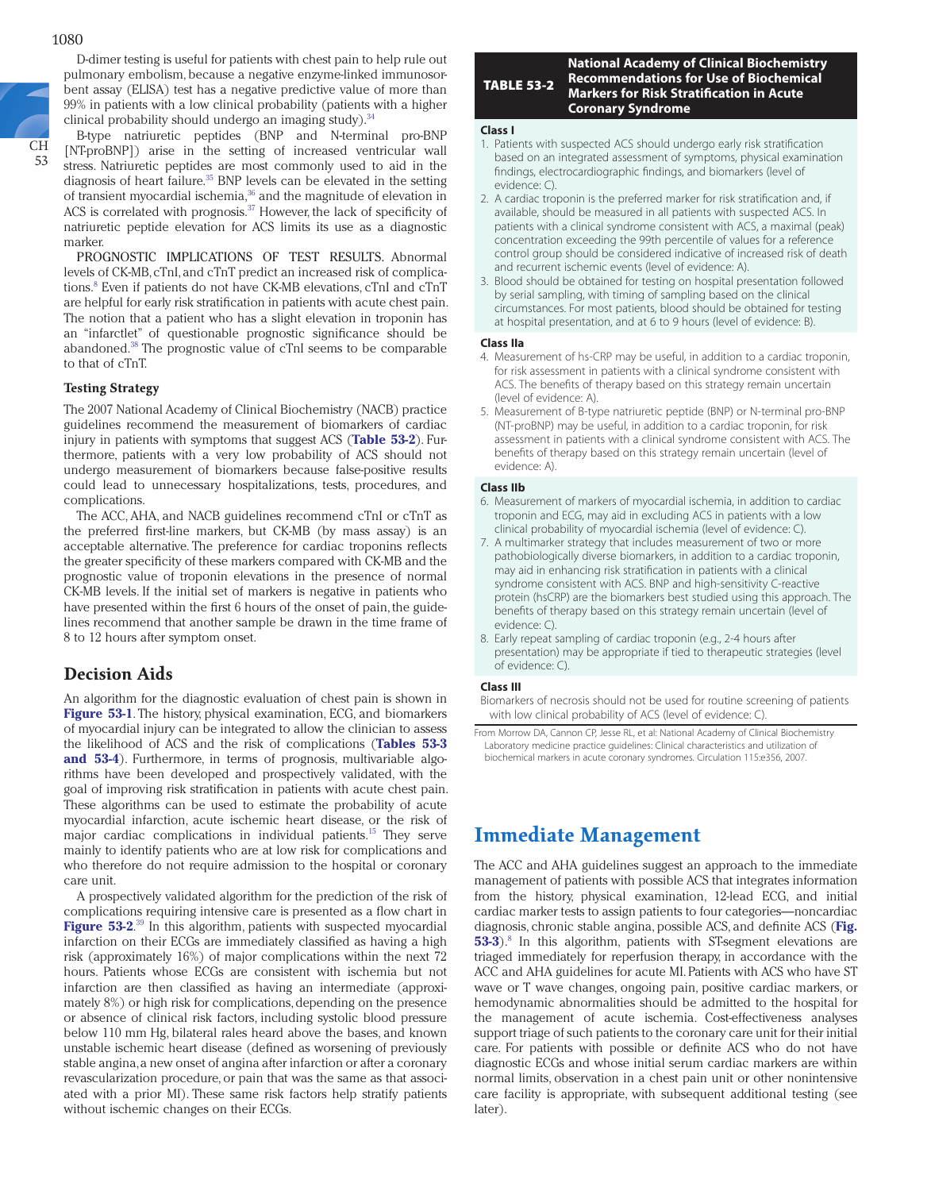D-dimer testing is useful for patients with chest pain to help rule out pulmonary embolism, because a negative enzyme-linked immunosorbent assay (ELISA) test has a negative predictive value of more than 99% in patients with a low clinical probability (patients with a higher clinical probability should undergo an imaging study).[34]

B-type natriuretic peptides (BNP and N-terminal pro-BNP [NT-proBNP]) arise in the setting of increased ventricular wall stress. Natriuretic peptides are most commonly used to aid in the diagnosis of heart failure.[35] BNP levels can be elevated in the setting of transient myocardial ischemia,[36] and the magnitude of elevation in ACS is correlated with prognosis.[37] However, the lack of specificity of natriuretic peptide elevation for ACS limits its use as a diagnostic marker.

PROGNOSTIC IMPLICATIONS OF TEST RESULTS. Abnormal levels of CK-MB, cTnI, and cTnT predict an increased risk of complications.[8] Even if patients do not have CK-MB elevations, cTnI and cTnT are helpful for early risk stratification in patients with acute chest pain. The notion that a patient who has a slight elevation in troponin has an "infarctlet" of questionable prognostic significance should be abandoned.[38] The prognostic value of cTnI seems to be comparable to that of cTnT.

### Testing Strategy

The 2007 National Academy of Clinical Biochemistry (NACB) practice guidelines recommend the measurement of biomarkers of cardiac injury in patients with symptoms that suggest ACS (**Table 53-2**). Furthermore, patients with a very low probability of ACS should not undergo measurement of biomarkers because false-positive results could lead to unnecessary hospitalizations, tests, procedures, and complications.

The ACC, AHA, and NACB guidelines recommend cTnI or cTnT as the preferred first-line markers, but CK-MB (by mass assay) is an acceptable alternative. The preference for cardiac troponins reflects the greater specificity of these markers compared with CK-MB and the prognostic value of troponin elevations in the presence of normal CK-MB levels. If the initial set of markers is negative in patients who have presented within the first 6 hours of the onset of pain, the guidelines recommend that another sample be drawn in the time frame of 8 to 12 hours after symptom onset.

**TABLE 53-2 National Academy of Clinical Biochemistry Recommendations for Use of Biochemical Markers for Risk Stratification in Acute Coronary Syndrome**

**Class I**

1. Patients with suspected ACS should undergo early risk stratification based on an integrated assessment of symptoms, physical examination findings, electrocardiographic findings, and biomarkers (level of evidence: C).
2. A cardiac troponin is the preferred marker for risk stratification and, if available, should be measured in all patients with suspected ACS. In patients with a clinical syndrome consistent with ACS, a maximal (peak) concentration exceeding the 99th percentile of values for a reference control group should be considered indicative of increased risk of death and recurrent ischemic events (level of evidence: A).
3. Blood should be obtained for testing on hospital presentation followed by serial sampling, with timing of sampling based on the clinical circumstances. For most patients, blood should be obtained for testing at hospital presentation, and at 6 to 9 hours (level of evidence: B).

**Class IIa**

4. Measurement of hs-CRP may be useful, in addition to a cardiac troponin, for risk assessment in patients with a clinical syndrome consistent with ACS. The benefits of therapy based on this strategy remain uncertain (level of evidence: A).
5. Measurement of B-type natriuretic peptide (BNP) or N-terminal pro-BNP (NT-proBNP) may be useful, in addition to a cardiac troponin, for risk assessment in patients with a clinical syndrome consistent with ACS. The benefits of therapy based on this strategy remain uncertain (level of evidence: A).

**Class IIb**

6. Measurement of markers of myocardial ischemia, in addition to cardiac troponin and ECG, may aid in excluding ACS in patients with a low clinical probability of myocardial ischemia (level of evidence: C).
7. A multimarker strategy that includes measurement of two or more pathobiologically diverse biomarkers, in addition to a cardiac troponin, may aid in enhancing risk stratification in patients with a clinical syndrome consistent with ACS. BNP and high-sensitivity C-reactive protein (hsCRP) are the biomarkers best studied using this approach. The benefits of therapy based on this strategy remain uncertain (level of evidence: C).
8. Early repeat sampling of cardiac troponin (e.g., 2-4 hours after presentation) may be appropriate if tied to therapeutic strategies (level of evidence: C).

**Class III**

Biomarkers of necrosis should not be used for routine screening of patients with low clinical probability of ACS (level of evidence: C).

From Morrow DA, Cannon CP, Jesse RL, et al: National Academy of Clinical Biochemistry Laboratory medicine practice guidelines: Clinical characteristics and utilization of biochemical markers in acute coronary syndromes. Circulation 115:e356, 2007.

## Decision Aids

An algorithm for the diagnostic evaluation of chest pain is shown in **Figure 53-1**. The history, physical examination, ECG, and biomarkers of myocardial injury can be integrated to allow the clinician to assess the likelihood of ACS and the risk of complications (**Tables 53-3 and 53-4**). Furthermore, in terms of prognosis, multivariable algorithms have been developed and prospectively validated, with the goal of improving risk stratification in patients with acute chest pain. These algorithms can be used to estimate the probability of acute myocardial infarction, acute ischemic heart disease, or the risk of major cardiac complications in individual patients.[15] They serve mainly to identify patients who are at low risk for complications and who therefore do not require admission to the hospital or coronary care unit.

A prospectively validated algorithm for the prediction of the risk of complications requiring intensive care is presented as a flow chart in **Figure 53-2**.[39] In this algorithm, patients with suspected myocardial infarction on their ECGs are immediately classified as having a high risk (approximately 16%) of major complications within the next 72 hours. Patients whose ECGs are consistent with ischemia but not infarction are then classified as having an intermediate (approximately 8%) or high risk for complications, depending on the presence or absence of clinical risk factors, including systolic blood pressure below 110 mm Hg, bilateral rales heard above the bases, and known unstable ischemic heart disease (defined as worsening of previously stable angina, a new onset of angina after infarction or after a coronary revascularization procedure, or pain that was the same as that associated with a prior MI). These same risk factors help stratify patients without ischemic changes on their ECGs.

## Immediate Management

The ACC and AHA guidelines suggest an approach to the immediate management of patients with possible ACS that integrates information from the history, physical examination, 12-lead ECG, and initial cardiac marker tests to assign patients to four categories—noncardiac diagnosis, chronic stable angina, possible ACS, and definite ACS (**Fig. 53-3**).[8] In this algorithm, patients with ST-segment elevations are triaged immediately for reperfusion therapy, in accordance with the ACC and AHA guidelines for acute MI. Patients with ACS who have ST wave or T wave changes, ongoing pain, positive cardiac markers, or hemodynamic abnormalities should be admitted to the hospital for the management of acute ischemia. Cost-effectiveness analyses support triage of such patients to the coronary care unit for their initial care. For patients with possible or definite ACS who do not have diagnostic ECGs and whose initial serum cardiac markers are within normal limits, observation in a chest pain unit or other nonintensive care facility is appropriate, with subsequent additional testing (see later).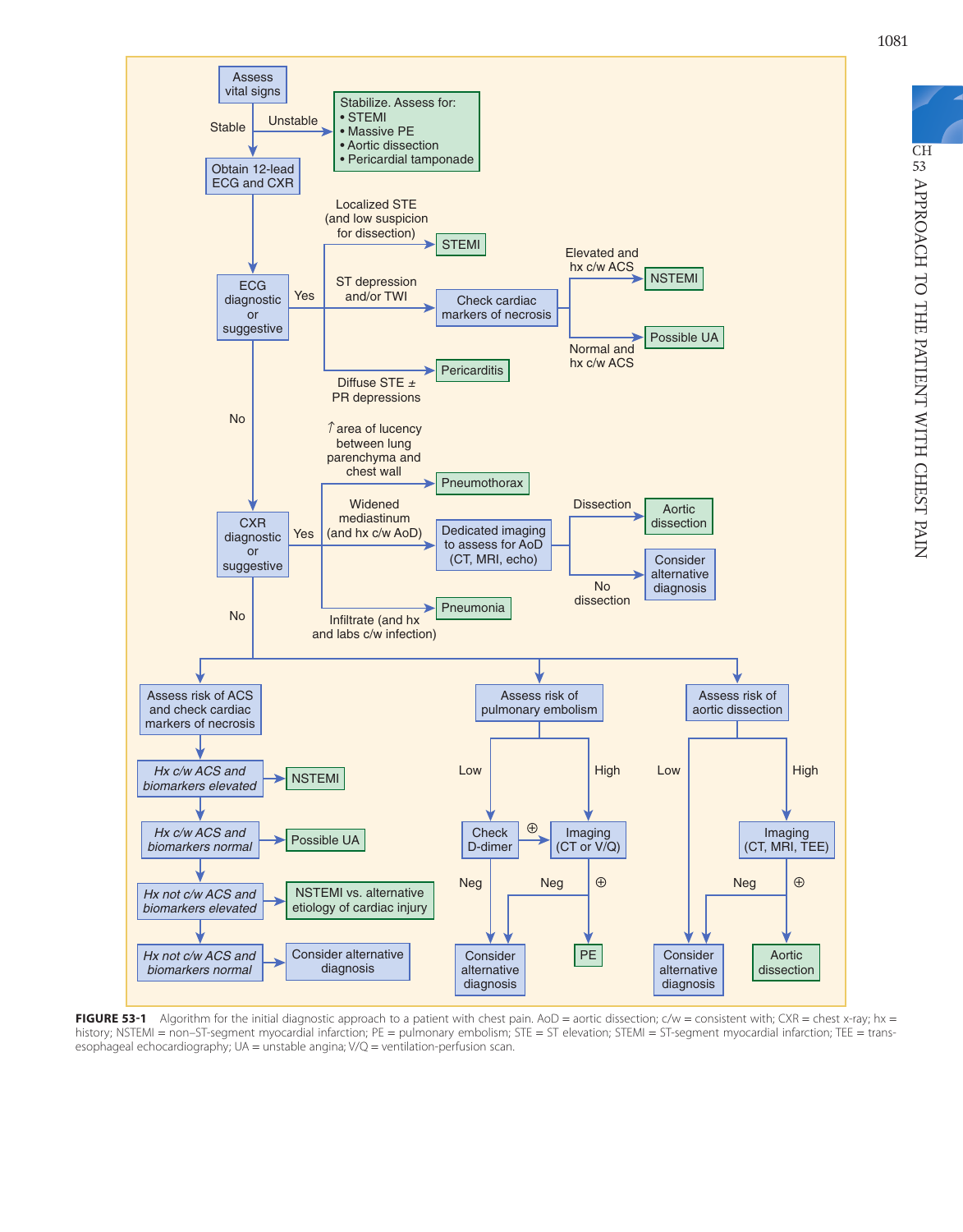- **Assess vital signs**
  - Unstable → Stabilize. Assess for:
    - STEMI
    - Massive PE
    - Aortic dissection
    - Pericardial tamponade
  - Stable → **Obtain 12-lead ECG and CXR**
    - **ECG diagnostic or suggestive**
      - Yes:
        - Localized STE (and low suspicion for dissection) → STEMI
        - ST depression and/or TWI → Check cardiac markers of necrosis
          - Elevated and hx c/w ACS → NSTEMI
          - Normal and hx c/w ACS → Possible UA
        - Diffuse STE ± PR depressions → Pericarditis
      - No → **CXR diagnostic or suggestive**
        - Yes:
          - ↑ area of lucency between lung parenchyma and chest wall → Pneumothorax
          - Widened mediastinum (and hx c/w AoD) → Dedicated imaging to assess for AoD (CT, MRI, echo)
            - Dissection → Aortic dissection
            - No dissection → Consider alternative diagnosis
          - Infiltrate (and hx and labs c/w infection) → Pneumonia
        - No:
          - **Assess risk of ACS and check cardiac markers of necrosis**
            - *Hx c/w ACS and biomarkers elevated* → NSTEMI
            - *Hx c/w ACS and biomarkers normal* → Possible UA
            - *Hx not c/w ACS and biomarkers elevated* → NSTEMI vs. alternative etiology of cardiac injury
            - *Hx not c/w ACS and biomarkers normal* → Consider alternative diagnosis
          - **Assess risk of pulmonary embolism**
            - Low → Check D-dimer
              - ⊕ → Imaging (CT or V/Q)
              - Neg → Consider alternative diagnosis
            - High → Imaging (CT or V/Q)
              - Neg → Consider alternative diagnosis
              - ⊕ → PE
          - **Assess risk of aortic dissection**
            - Low → Consider alternative diagnosis
            - High → Imaging (CT, MRI, TEE)
              - Neg → Consider alternative diagnosis
              - ⊕ → Aortic dissection

**FIGURE 53-1** Algorithm for the initial diagnostic approach to a patient with chest pain. AoD = aortic dissection; c/w = consistent with; CXR = chest x-ray; hx = history; NSTEMI = non–ST-segment myocardial infarction; PE = pulmonary embolism; STE = ST elevation; STEMI = ST-segment myocardial infarction; TEE = trans-esophageal echocardiography; UA = unstable angina; V/Q = ventilation-perfusion scan.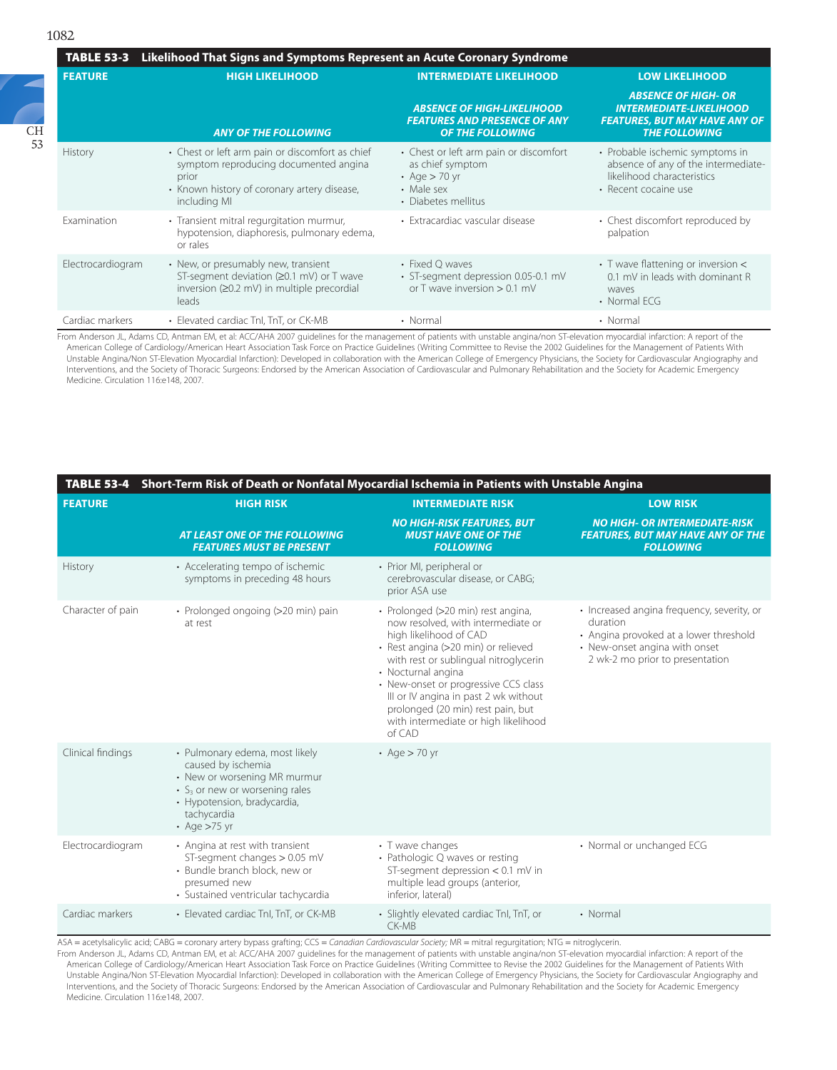**TABLE 53-3 Likelihood That Signs and Symptoms Represent an Acute Coronary Syndrome**

| FEATURE | HIGH LIKELIHOOD | INTERMEDIATE LIKELIHOOD | LOW LIKELIHOOD |
|---|---|---|---|
| | *ANY OF THE FOLLOWING* | *ABSENCE OF HIGH-LIKELIHOOD FEATURES AND PRESENCE OF ANY OF THE FOLLOWING* | *ABSENCE OF HIGH- OR INTERMEDIATE-LIKELIHOOD FEATURES, BUT MAY HAVE ANY OF THE FOLLOWING* |
| History | • Chest or left arm pain or discomfort as chief symptom reproducing documented angina prior<br>• Known history of coronary artery disease, including MI | • Chest or left arm pain or discomfort as chief symptom<br>• Age > 70 yr<br>• Male sex<br>• Diabetes mellitus | • Probable ischemic symptoms in absence of any of the intermediate-likelihood characteristics<br>• Recent cocaine use |
| Examination | • Transient mitral regurgitation murmur, hypotension, diaphoresis, pulmonary edema, or rales | • Extracardiac vascular disease | • Chest discomfort reproduced by palpation |
| Electrocardiogram | • New, or presumably new, transient ST-segment deviation (≥0.1 mV) or T wave inversion (≥0.2 mV) in multiple precordial leads | • Fixed Q waves<br>• ST-segment depression 0.05-0.1 mV or T wave inversion > 0.1 mV | • T wave flattening or inversion < 0.1 mV in leads with dominant R waves<br>• Normal ECG |
| Cardiac markers | • Elevated cardiac TnI, TnT, or CK-MB | • Normal | • Normal |

From Anderson JL, Adams CD, Antman EM, et al: ACC/AHA 2007 guidelines for the management of patients with unstable angina/non ST-elevation myocardial infarction: A report of the American College of Cardiology/American Heart Association Task Force on Practice Guidelines (Writing Committee to Revise the 2002 Guidelines for the Management of Patients With Unstable Angina/Non ST-Elevation Myocardial Infarction): Developed in collaboration with the American College of Emergency Physicians, the Society for Cardiovascular Angiography and Interventions, and the Society of Thoracic Surgeons: Endorsed by the American Association of Cardiovascular and Pulmonary Rehabilitation and the Society for Academic Emergency Medicine. Circulation 116:e148, 2007.

**TABLE 53-4 Short-Term Risk of Death or Nonfatal Myocardial Ischemia in Patients with Unstable Angina**

| FEATURE | HIGH RISK | INTERMEDIATE RISK | LOW RISK |
|---|---|---|---|
| | *AT LEAST ONE OF THE FOLLOWING FEATURES MUST BE PRESENT* | *NO HIGH-RISK FEATURES, BUT MUST HAVE ONE OF THE FOLLOWING* | *NO HIGH- OR INTERMEDIATE-RISK FEATURES, BUT MAY HAVE ANY OF THE FOLLOWING* |
| History | • Accelerating tempo of ischemic symptoms in preceding 48 hours | • Prior MI, peripheral or cerebrovascular disease, or CABG; prior ASA use | |
| Character of pain | • Prolonged ongoing (>20 min) pain at rest | • Prolonged (>20 min) rest angina, now resolved, with intermediate or high likelihood of CAD<br>• Rest angina (>20 min) or relieved with rest or sublingual nitroglycerin<br>• Nocturnal angina<br>• New-onset or progressive CCS class III or IV angina in past 2 wk without prolonged (20 min) rest pain, but with intermediate or high likelihood of CAD | • Increased angina frequency, severity, or duration<br>• Angina provoked at a lower threshold<br>• New-onset angina with onset 2 wk-2 mo prior to presentation |
| Clinical findings | • Pulmonary edema, most likely caused by ischemia<br>• New or worsening MR murmur<br>• $S_3$ or new or worsening rales<br>• Hypotension, bradycardia, tachycardia<br>• Age >75 yr | • Age > 70 yr | |
| Electrocardiogram | • Angina at rest with transient ST-segment changes > 0.05 mV<br>• Bundle branch block, new or presumed new<br>• Sustained ventricular tachycardia | • T wave changes<br>• Pathologic Q waves or resting ST-segment depression < 0.1 mV in multiple lead groups (anterior, inferior, lateral) | • Normal or unchanged ECG |
| Cardiac markers | • Elevated cardiac TnI, TnT, or CK-MB | • Slightly elevated cardiac TnI, TnT, or CK-MB | • Normal |

ASA = acetylsalicylic acid; CABG = coronary artery bypass grafting; CCS = *Canadian Cardiovascular Society;* MR = mitral regurgitation; NTG = nitroglycerin.

From Anderson JL, Adams CD, Antman EM, et al: ACC/AHA 2007 guidelines for the management of patients with unstable angina/non ST-elevation myocardial infarction: A report of the American College of Cardiology/American Heart Association Task Force on Practice Guidelines (Writing Committee to Revise the 2002 Guidelines for the Management of Patients With Unstable Angina/Non ST-Elevation Myocardial Infarction): Developed in collaboration with the American College of Emergency Physicians, the Society for Cardiovascular Angiography and Interventions, and the Society of Thoracic Surgeons: Endorsed by the American Association of Cardiovascular and Pulmonary Rehabilitation and the Society for Academic Emergency Medicine. Circulation 116:e148, 2007.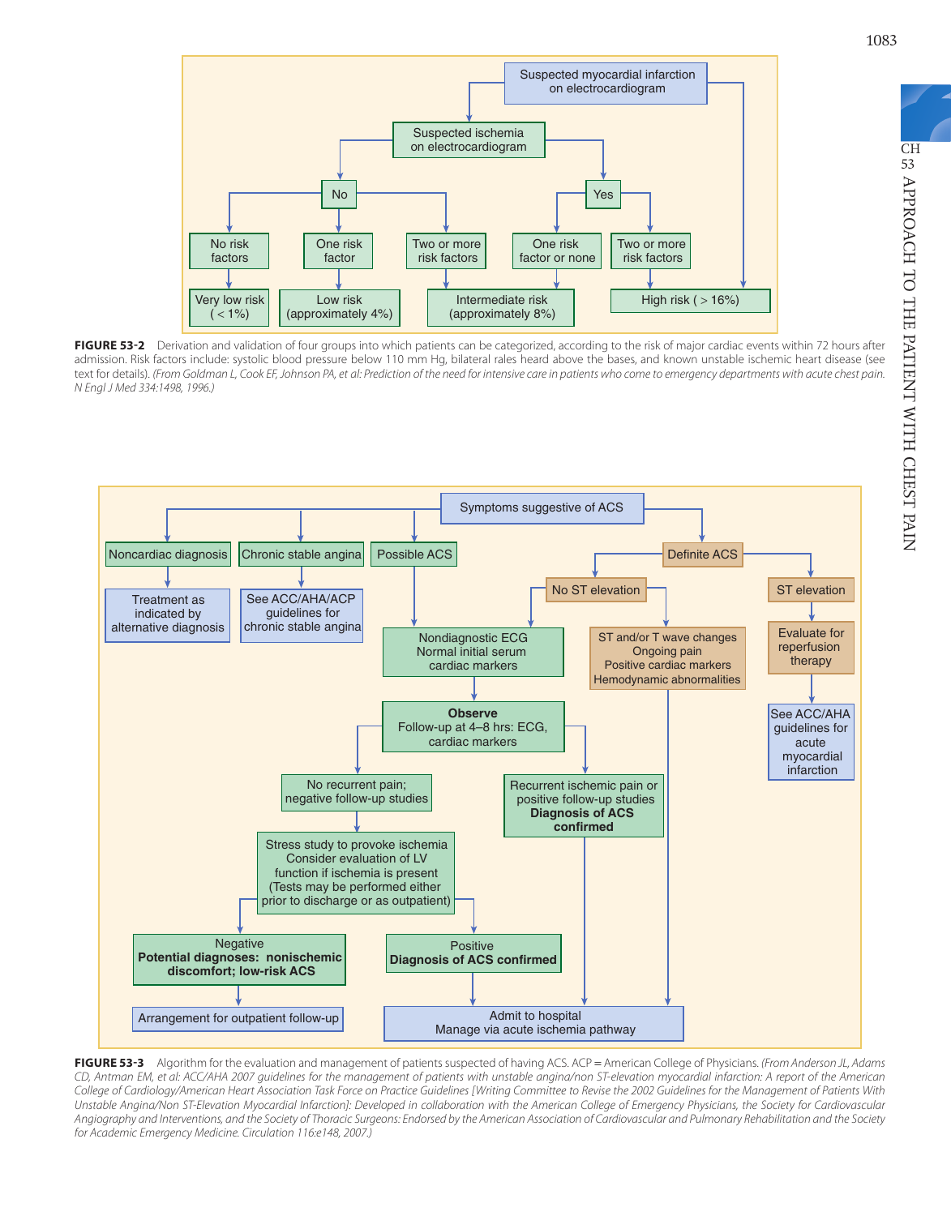Suspected myocardial infarction on electrocardiogram

- Suspected ischemia on electrocardiogram
  - No
    - No risk factors → Very low risk (< 1%)
    - One risk factor → Low risk (approximately 4%)
    - Two or more risk factors → Intermediate risk (approximately 8%)
  - Yes
    - One risk factor or none → Intermediate risk (approximately 8%)
    - Two or more risk factors → High risk ( > 16%)
- (Suspected myocardial infarction on electrocardiogram) → High risk ( > 16%)

**FIGURE 53-2** Derivation and validation of four groups into which patients can be categorized, according to the risk of major cardiac events within 72 hours after admission. Risk factors include: systolic blood pressure below 110 mm Hg, bilateral rales heard above the bases, and known unstable ischemic heart disease (see text for details). *(From Goldman L, Cook EF, Johnson PA, et al: Prediction of the need for intensive care in patients who come to emergency departments with acute chest pain. N Engl J Med 334:1498, 1996.)*

Symptoms suggestive of ACS

- Noncardiac diagnosis → Treatment as indicated by alternative diagnosis
- Chronic stable angina → See ACC/AHA/ACP guidelines for chronic stable angina
- Possible ACS → Nondiagnostic ECG, Normal initial serum cardiac markers
- Definite ACS
  - No ST elevation
    - Nondiagnostic ECG, Normal initial serum cardiac markers
      - **Observe** Follow-up at 4–8 hrs: ECG, cardiac markers
        - No recurrent pain; negative follow-up studies → Stress study to provoke ischemia. Consider evaluation of LV function if ischemia is present (Tests may be performed either prior to discharge or as outpatient)
          - Negative, **Potential diagnoses: nonischemic discomfort; low-risk ACS** → Arrangement for outpatient follow-up
          - Positive, **Diagnosis of ACS confirmed** → Admit to hospital, Manage via acute ischemia pathway
        - Recurrent ischemic pain or positive follow-up studies, **Diagnosis of ACS confirmed** → Admit to hospital, Manage via acute ischemia pathway
    - ST and/or T wave changes, Ongoing pain, Positive cardiac markers, Hemodynamic abnormalities → Admit to hospital, Manage via acute ischemia pathway
  - ST elevation → Evaluate for reperfusion therapy → See ACC/AHA guidelines for acute myocardial infarction

**FIGURE 53-3** Algorithm for the evaluation and management of patients suspected of having ACS. ACP = American College of Physicians. *(From Anderson JL, Adams CD, Antman EM, et al: ACC/AHA 2007 guidelines for the management of patients with unstable angina/non ST-elevation myocardial infarction: A report of the American College of Cardiology/American Heart Association Task Force on Practice Guidelines [Writing Committee to Revise the 2002 Guidelines for the Management of Patients With Unstable Angina/Non ST-Elevation Myocardial Infarction]: Developed in collaboration with the American College of Emergency Physicians, the Society for Cardiovascular Angiography and Interventions, and the Society of Thoracic Surgeons: Endorsed by the American Association of Cardiovascular and Pulmonary Rehabilitation and the Society for Academic Emergency Medicine. Circulation 116:e148, 2007.)*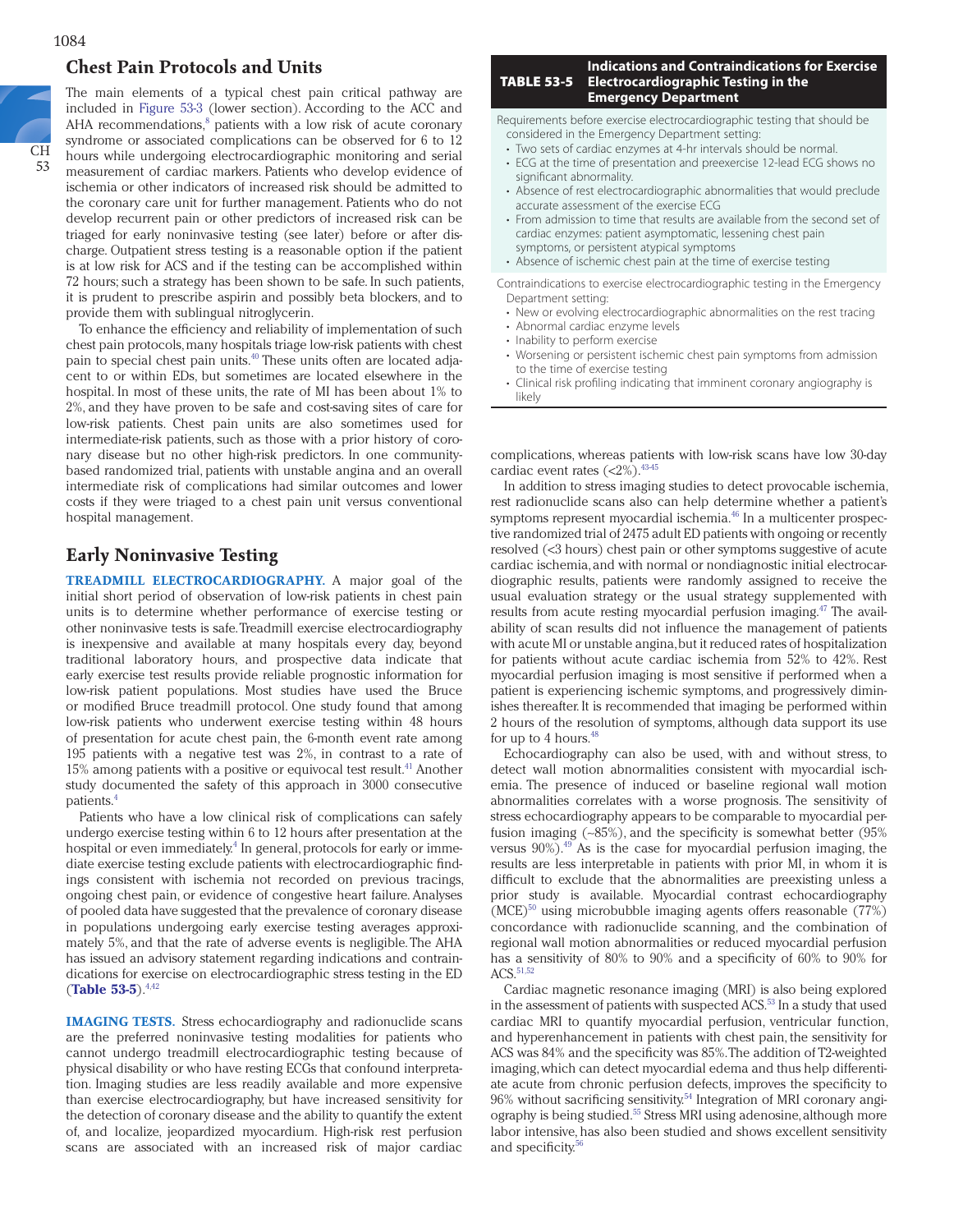## Chest Pain Protocols and Units

The main elements of a typical chest pain critical pathway are included in Figure 53-3 (lower section). According to the ACC and AHA recommendations,[8] patients with a low risk of acute coronary syndrome or associated complications can be observed for 6 to 12 hours while undergoing electrocardiographic monitoring and serial measurement of cardiac markers. Patients who develop evidence of ischemia or other indicators of increased risk should be admitted to the coronary care unit for further management. Patients who do not develop recurrent pain or other predictors of increased risk can be triaged for early noninvasive testing (see later) before or after discharge. Outpatient stress testing is a reasonable option if the patient is at low risk for ACS and if the testing can be accomplished within 72 hours; such a strategy has been shown to be safe. In such patients, it is prudent to prescribe aspirin and possibly beta blockers, and to provide them with sublingual nitroglycerin.

To enhance the efficiency and reliability of implementation of such chest pain protocols, many hospitals triage low-risk patients with chest pain to special chest pain units.[40] These units often are located adjacent to or within EDs, but sometimes are located elsewhere in the hospital. In most of these units, the rate of MI has been about 1% to 2%, and they have proven to be safe and cost-saving sites of care for low-risk patients. Chest pain units are also sometimes used for intermediate-risk patients, such as those with a prior history of coronary disease but no other high-risk predictors. In one community-based randomized trial, patients with unstable angina and an overall intermediate risk of complications had similar outcomes and lower costs if they were triaged to a chest pain unit versus conventional hospital management.

## Early Noninvasive Testing

**TREADMILL ELECTROCARDIOGRAPHY.** A major goal of the initial short period of observation of low-risk patients in chest pain units is to determine whether performance of exercise testing or other noninvasive tests is safe. Treadmill exercise electrocardiography is inexpensive and available at many hospitals every day, beyond traditional laboratory hours, and prospective data indicate that early exercise test results provide reliable prognostic information for low-risk patient populations. Most studies have used the Bruce or modified Bruce treadmill protocol. One study found that among low-risk patients who underwent exercise testing within 48 hours of presentation for acute chest pain, the 6-month event rate among 195 patients with a negative test was 2%, in contrast to a rate of 15% among patients with a positive or equivocal test result.[41] Another study documented the safety of this approach in 3000 consecutive patients.[4]

Patients who have a low clinical risk of complications can safely undergo exercise testing within 6 to 12 hours after presentation at the hospital or even immediately.[4] In general, protocols for early or immediate exercise testing exclude patients with electrocardiographic findings consistent with ischemia not recorded on previous tracings, ongoing chest pain, or evidence of congestive heart failure. Analyses of pooled data have suggested that the prevalence of coronary disease in populations undergoing early exercise testing averages approximately 5%, and that the rate of adverse events is negligible. The AHA has issued an advisory statement regarding indications and contraindications for exercise on electrocardiographic stress testing in the ED (**Table 53-5**).[4,42]

**TABLE 53-5 Indications and Contraindications for Exercise Electrocardiographic Testing in the Emergency Department**

Requirements before exercise electrocardiographic testing that should be considered in the Emergency Department setting:

- Two sets of cardiac enzymes at 4-hr intervals should be normal.
- ECG at the time of presentation and preexercise 12-lead ECG shows no significant abnormality.
- Absence of rest electrocardiographic abnormalities that would preclude accurate assessment of the exercise ECG
- From admission to time that results are available from the second set of cardiac enzymes: patient asymptomatic, lessening chest pain symptoms, or persistent atypical symptoms
- Absence of ischemic chest pain at the time of exercise testing

Contraindications to exercise electrocardiographic testing in the Emergency Department setting:

- New or evolving electrocardiographic abnormalities on the rest tracing
- Abnormal cardiac enzyme levels
- Inability to perform exercise
- Worsening or persistent ischemic chest pain symptoms from admission to the time of exercise testing
- Clinical risk profiling indicating that imminent coronary angiography is likely

**IMAGING TESTS.** Stress echocardiography and radionuclide scans are the preferred noninvasive testing modalities for patients who cannot undergo treadmill electrocardiographic testing because of physical disability or who have resting ECGs that confound interpretation. Imaging studies are less readily available and more expensive than exercise electrocardiography, but have increased sensitivity for the detection of coronary disease and the ability to quantify the extent of, and localize, jeopardized myocardium. High-risk rest perfusion scans are associated with an increased risk of major cardiac complications, whereas patients with low-risk scans have low 30-day cardiac event rates (<2%).[43-45]

In addition to stress imaging studies to detect provocable ischemia, rest radionuclide scans also can help determine whether a patient's symptoms represent myocardial ischemia.[46] In a multicenter prospective randomized trial of 2475 adult ED patients with ongoing or recently resolved (<3 hours) chest pain or other symptoms suggestive of acute cardiac ischemia, and with normal or nondiagnostic initial electrocardiographic results, patients were randomly assigned to receive the usual evaluation strategy or the usual strategy supplemented with results from acute resting myocardial perfusion imaging.[47] The availability of scan results did not influence the management of patients with acute MI or unstable angina, but it reduced rates of hospitalization for patients without acute cardiac ischemia from 52% to 42%. Rest myocardial perfusion imaging is most sensitive if performed when a patient is experiencing ischemic symptoms, and progressively diminishes thereafter. It is recommended that imaging be performed within 2 hours of the resolution of symptoms, although data support its use for up to 4 hours.[48]

Echocardiography can also be used, with and without stress, to detect wall motion abnormalities consistent with myocardial ischemia. The presence of induced or baseline regional wall motion abnormalities correlates with a worse prognosis. The sensitivity of stress echocardiography appears to be comparable to myocardial perfusion imaging (~85%), and the specificity is somewhat better (95% versus 90%).[49] As is the case for myocardial perfusion imaging, the results are less interpretable in patients with prior MI, in whom it is difficult to exclude that the abnormalities are preexisting unless a prior study is available. Myocardial contrast echocardiography (MCE)[50] using microbubble imaging agents offers reasonable (77%) concordance with radionuclide scanning, and the combination of regional wall motion abnormalities or reduced myocardial perfusion has a sensitivity of 80% to 90% and a specificity of 60% to 90% for ACS.[51,52]

Cardiac magnetic resonance imaging (MRI) is also being explored in the assessment of patients with suspected ACS.[53] In a study that used cardiac MRI to quantify myocardial perfusion, ventricular function, and hyperenhancement in patients with chest pain, the sensitivity for ACS was 84% and the specificity was 85%. The addition of T2-weighted imaging, which can detect myocardial edema and thus help differentiate acute from chronic perfusion defects, improves the specificity to 96% without sacrificing sensitivity.[54] Integration of MRI coronary angiography is being studied.[55] Stress MRI using adenosine, although more labor intensive, has also been studied and shows excellent sensitivity and specificity.[56]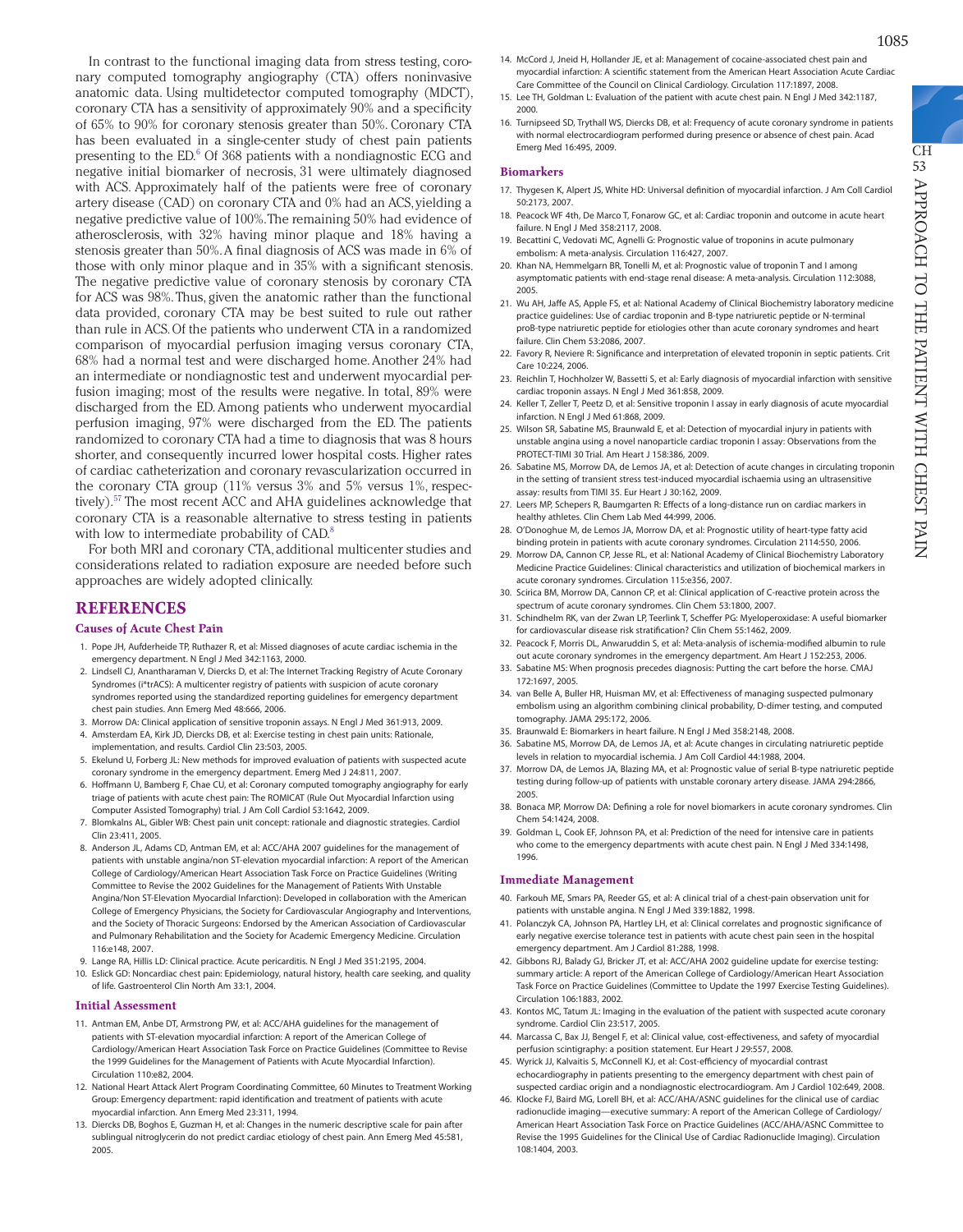In contrast to the functional imaging data from stress testing, coronary computed tomography angiography (CTA) offers noninvasive anatomic data. Using multidetector computed tomography (MDCT), coronary CTA has a sensitivity of approximately 90% and a specificity of 65% to 90% for coronary stenosis greater than 50%. Coronary CTA has been evaluated in a single-center study of chest pain patients presenting to the ED.[6] Of 368 patients with a nondiagnostic ECG and negative initial biomarker of necrosis, 31 were ultimately diagnosed with ACS. Approximately half of the patients were free of coronary artery disease (CAD) on coronary CTA and 0% had an ACS, yielding a negative predictive value of 100%. The remaining 50% had evidence of atherosclerosis, with 32% having minor plaque and 18% having a stenosis greater than 50%. A final diagnosis of ACS was made in 6% of those with only minor plaque and in 35% with a significant stenosis. The negative predictive value of coronary stenosis by coronary CTA for ACS was 98%. Thus, given the anatomic rather than the functional data provided, coronary CTA may be best suited to rule out rather than rule in ACS. Of the patients who underwent CTA in a randomized comparison of myocardial perfusion imaging versus coronary CTA, 68% had a normal test and were discharged home. Another 24% had an intermediate or nondiagnostic test and underwent myocardial perfusion imaging; most of the results were negative. In total, 89% were discharged from the ED. Among patients who underwent myocardial perfusion imaging, 97% were discharged from the ED. The patients randomized to coronary CTA had a time to diagnosis that was 8 hours shorter, and consequently incurred lower hospital costs. Higher rates of cardiac catheterization and coronary revascularization occurred in the coronary CTA group (11% versus 3% and 5% versus 1%, respectively).[57] The most recent ACC and AHA guidelines acknowledge that coronary CTA is a reasonable alternative to stress testing in patients with low to intermediate probability of CAD.[8]

For both MRI and coronary CTA, additional multicenter studies and considerations related to radiation exposure are needed before such approaches are widely adopted clinically.

## REFERENCES

### Causes of Acute Chest Pain

1. Pope JH, Aufderheide TP, Ruthazer R, et al: Missed diagnoses of acute cardiac ischemia in the emergency department. N Engl J Med 342:1163, 2000.
2. Lindsell CJ, Anantharaman V, Diercks D, et al: The Internet Tracking Registry of Acute Coronary Syndromes (i*trACS): A multicenter registry of patients with suspicion of acute coronary syndromes reported using the standardized reporting guidelines for emergency department chest pain studies. Ann Emerg Med 48:666, 2006.
3. Morrow DA: Clinical application of sensitive troponin assays. N Engl J Med 361:913, 2009.
4. Amsterdam EA, Kirk JD, Diercks DB, et al: Exercise testing in chest pain units: Rationale, implementation, and results. Cardiol Clin 23:503, 2005.
5. Ekelund U, Forberg JL: New methods for improved evaluation of patients with suspected acute coronary syndrome in the emergency department. Emerg Med J 24:811, 2007.
6. Hoffmann U, Bamberg F, Chae CU, et al: Coronary computed tomography angiography for early triage of patients with acute chest pain: The ROMICAT (Rule Out Myocardial Infarction using Computer Assisted Tomography) trial. J Am Coll Cardiol 53:1642, 2009.
7. Blomkalns AL, Gibler WB: Chest pain unit concept: rationale and diagnostic strategies. Cardiol Clin 23:411, 2005.
8. Anderson JL, Adams CD, Antman EM, et al: ACC/AHA 2007 guidelines for the management of patients with unstable angina/non ST-elevation myocardial infarction: A report of the American College of Cardiology/American Heart Association Task Force on Practice Guidelines (Writing Committee to Revise the 2002 Guidelines for the Management of Patients With Unstable Angina/Non ST-Elevation Myocardial Infarction): Developed in collaboration with the American College of Emergency Physicians, the Society for Cardiovascular Angiography and Interventions, and the Society of Thoracic Surgeons: Endorsed by the American Association of Cardiovascular and Pulmonary Rehabilitation and the Society for Academic Emergency Medicine. Circulation 116:e148, 2007.
9. Lange RA, Hillis LD: Clinical practice. Acute pericarditis. N Engl J Med 351:2195, 2004.
10. Eslick GD: Noncardiac chest pain: Epidemiology, natural history, health care seeking, and quality of life. Gastroenterol Clin North Am 33:1, 2004.

### Initial Assessment

11. Antman EM, Anbe DT, Armstrong PW, et al: ACC/AHA guidelines for the management of patients with ST-elevation myocardial infarction: A report of the American College of Cardiology/American Heart Association Task Force on Practice Guidelines (Committee to Revise the 1999 Guidelines for the Management of Patients with Acute Myocardial Infarction). Circulation 110:e82, 2004.
12. National Heart Attack Alert Program Coordinating Committee, 60 Minutes to Treatment Working Group: Emergency department: rapid identification and treatment of patients with acute myocardial infarction. Ann Emerg Med 23:311, 1994.
13. Diercks DB, Boghos E, Guzman H, et al: Changes in the numeric descriptive scale for pain after sublingual nitroglycerin do not predict cardiac etiology of chest pain. Ann Emerg Med 45:581, 2005.
14. McCord J, Jneid H, Hollander JE, et al: Management of cocaine-associated chest pain and myocardial infarction: A scientific statement from the American Heart Association Acute Cardiac Care Committee of the Council on Clinical Cardiology. Circulation 117:1897, 2008.
15. Lee TH, Goldman L: Evaluation of the patient with acute chest pain. N Engl J Med 342:1187, 2000.
16. Turnipseed SD, Trythall WS, Diercks DB, et al: Frequency of acute coronary syndrome in patients with normal electrocardiogram performed during presence or absence of chest pain. Acad Emerg Med 16:495, 2009.

### Biomarkers

17. Thygesen K, Alpert JS, White HD: Universal definition of myocardial infarction. J Am Coll Cardiol 50:2173, 2007.
18. Peacock WF 4th, De Marco T, Fonarow GC, et al: Cardiac troponin and outcome in acute heart failure. N Engl J Med 358:2117, 2008.
19. Becattini C, Vedovati MC, Agnelli G: Prognostic value of troponins in acute pulmonary embolism: A meta-analysis. Circulation 116:427, 2007.
20. Khan NA, Hemmelgarn BR, Tonelli M, et al: Prognostic value of troponin T and I among asymptomatic patients with end-stage renal disease: A meta-analysis. Circulation 112:3088, 2005.
21. Wu AH, Jaffe AS, Apple FS, et al: National Academy of Clinical Biochemistry laboratory medicine practice guidelines: Use of cardiac troponin and B-type natriuretic peptide or N-terminal proB-type natriuretic peptide for etiologies other than acute coronary syndromes and heart failure. Clin Chem 53:2086, 2007.
22. Favory R, Neviere R: Significance and interpretation of elevated troponin in septic patients. Crit Care 10:224, 2006.
23. Reichlin T, Hochholzer W, Bassetti S, et al: Early diagnosis of myocardial infarction with sensitive cardiac troponin assays. N Engl J Med 361:858, 2009.
24. Keller T, Zeller T, Peetz D, et al: Sensitive troponin I assay in early diagnosis of acute myocardial infarction. N Engl J Med 61:868, 2009.
25. Wilson SR, Sabatine MS, Braunwald E, et al: Detection of myocardial injury in patients with unstable angina using a novel nanoparticle cardiac troponin I assay: Observations from the PROTECT-TIMI 30 Trial. Am Heart J 158:386, 2009.
26. Sabatine MS, Morrow DA, de Lemos JA, et al: Detection of acute changes in circulating troponin in the setting of transient stress test-induced myocardial ischaemia using an ultrasensitive assay: results from TIMI 35. Eur Heart J 30:162, 2009.
27. Leers MP, Schepers R, Baumgarten R: Effects of a long-distance run on cardiac markers in healthy athletes. Clin Chem Lab Med 44:999, 2006.
28. O'Donoghue M, de Lemos JA, Morrow DA, et al: Prognostic utility of heart-type fatty acid binding protein in patients with acute coronary syndromes. Circulation 2114:550, 2006.
29. Morrow DA, Cannon CP, Jesse RL, et al: National Academy of Clinical Biochemistry Laboratory Medicine Practice Guidelines: Clinical characteristics and utilization of biochemical markers in acute coronary syndromes. Circulation 115:e356, 2007.
30. Scirica BM, Morrow DA, Cannon CP, et al: Clinical application of C-reactive protein across the spectrum of acute coronary syndromes. Clin Chem 53:1800, 2007.
31. Schindhelm RK, van der Zwan LP, Teerlink T, Scheffer PG: Myeloperoxidase: A useful biomarker for cardiovascular disease risk stratification? Clin Chem 55:1462, 2009.
32. Peacock F, Morris DL, Anwaruddin S, et al: Meta-analysis of ischemia-modified albumin to rule out acute coronary syndromes in the emergency department. Am Heart J 152:253, 2006.
33. Sabatine MS: When prognosis precedes diagnosis: Putting the cart before the horse. CMAJ 172:1697, 2005.
34. van Belle A, Buller HR, Huisman MV, et al: Effectiveness of managing suspected pulmonary embolism using an algorithm combining clinical probability, D-dimer testing, and computed tomography. JAMA 295:172, 2006.
35. Braunwald E: Biomarkers in heart failure. N Engl J Med 358:2148, 2008.
36. Sabatine MS, Morrow DA, de Lemos JA, et al: Acute changes in circulating natriuretic peptide levels in relation to myocardial ischemia. J Am Coll Cardiol 44:1988, 2004.
37. Morrow DA, de Lemos JA, Blazing MA, et al: Prognostic value of serial B-type natriuretic peptide testing during follow-up of patients with unstable coronary artery disease. JAMA 294:2866, 2005.
38. Bonaca MP, Morrow DA: Defining a role for novel biomarkers in acute coronary syndromes. Clin Chem 54:1424, 2008.
39. Goldman L, Cook EF, Johnson PA, et al: Prediction of the need for intensive care in patients who come to the emergency departments with acute chest pain. N Engl J Med 334:1498, 1996.

### Immediate Management

40. Farkouh ME, Smars PA, Reeder GS, et al: A clinical trial of a chest-pain observation unit for patients with unstable angina. N Engl J Med 339:1882, 1998.
41. Polanczyk CA, Johnson PA, Hartley LH, et al: Clinical correlates and prognostic significance of early negative exercise tolerance test in patients with acute chest pain seen in the hospital emergency department. Am J Cardiol 81:288, 1998.
42. Gibbons RJ, Balady GJ, Bricker JT, et al: ACC/AHA 2002 guideline update for exercise testing: summary article: A report of the American College of Cardiology/American Heart Association Task Force on Practice Guidelines (Committee to Update the 1997 Exercise Testing Guidelines). Circulation 106:1883, 2002.
43. Kontos MC, Tatum JL: Imaging in the evaluation of the patient with suspected acute coronary syndrome. Cardiol Clin 23:517, 2005.
44. Marcassa C, Bax JJ, Bengel F, et al: Clinical value, cost-effectiveness, and safety of myocardial perfusion scintigraphy: a position statement. Eur Heart J 29:557, 2008.
45. Wyrick JJ, Kalvaitis S, McConnell KJ, et al: Cost-efficiency of myocardial contrast echocardiography in patients presenting to the emergency department with chest pain of suspected cardiac origin and a nondiagnostic electrocardiogram. Am J Cardiol 102:649, 2008.
46. Klocke FJ, Baird MG, Lorell BH, et al: ACC/AHA/ASNC guidelines for the clinical use of cardiac radionuclide imaging—executive summary: A report of the American College of Cardiology/American Heart Association Task Force on Practice Guidelines (ACC/AHA/ASNC Committee to Revise the 1995 Guidelines for the Clinical Use of Cardiac Radionuclide Imaging). Circulation 108:1404, 2003.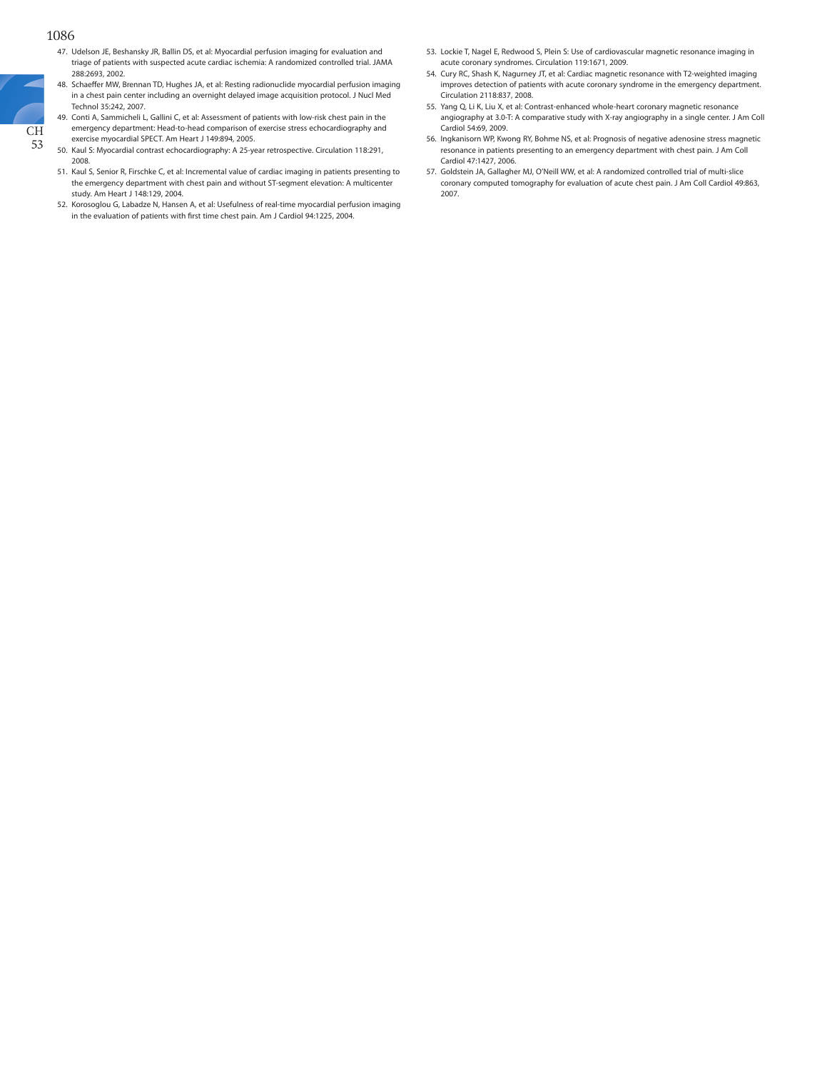47. Udelson JE, Beshansky JR, Ballin DS, et al: Myocardial perfusion imaging for evaluation and triage of patients with suspected acute cardiac ischemia: A randomized controlled trial. JAMA 288:2693, 2002.
48. Schaeffer MW, Brennan TD, Hughes JA, et al: Resting radionuclide myocardial perfusion imaging in a chest pain center including an overnight delayed image acquisition protocol. J Nucl Med Technol 35:242, 2007.
49. Conti A, Sammicheli L, Gallini C, et al: Assessment of patients with low-risk chest pain in the emergency department: Head-to-head comparison of exercise stress echocardiography and exercise myocardial SPECT. Am Heart J 149:894, 2005.
50. Kaul S: Myocardial contrast echocardiography: A 25-year retrospective. Circulation 118:291, 2008.
51. Kaul S, Senior R, Firschke C, et al: Incremental value of cardiac imaging in patients presenting to the emergency department with chest pain and without ST-segment elevation: A multicenter study. Am Heart J 148:129, 2004.
52. Korosoglou G, Labadze N, Hansen A, et al: Usefulness of real-time myocardial perfusion imaging in the evaluation of patients with first time chest pain. Am J Cardiol 94:1225, 2004.
53. Lockie T, Nagel E, Redwood S, Plein S: Use of cardiovascular magnetic resonance imaging in acute coronary syndromes. Circulation 119:1671, 2009.
54. Cury RC, Shash K, Nagurney JT, et al: Cardiac magnetic resonance with T2-weighted imaging improves detection of patients with acute coronary syndrome in the emergency department. Circulation 2118:837, 2008.
55. Yang Q, Li K, Liu X, et al: Contrast-enhanced whole-heart coronary magnetic resonance angiography at 3.0-T: A comparative study with X-ray angiography in a single center. J Am Coll Cardiol 54:69, 2009.
56. Ingkanisorn WP, Kwong RY, Bohme NS, et al: Prognosis of negative adenosine stress magnetic resonance in patients presenting to an emergency department with chest pain. J Am Coll Cardiol 47:1427, 2006.
57. Goldstein JA, Gallagher MJ, O'Neill WW, et al: A randomized controlled trial of multi-slice coronary computed tomography for evaluation of acute chest pain. J Am Coll Cardiol 49:863, 2007.